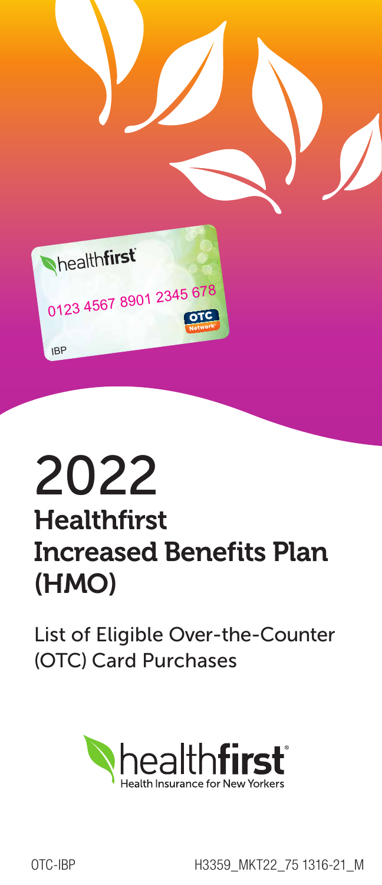# 2022

## Healthfirst Increased Benefits Plan (HMO)

List of Eligible Over-the-Counter (OTC) Card Purchases

OTC-IBP

H3359_MKT22_75 1316-21_M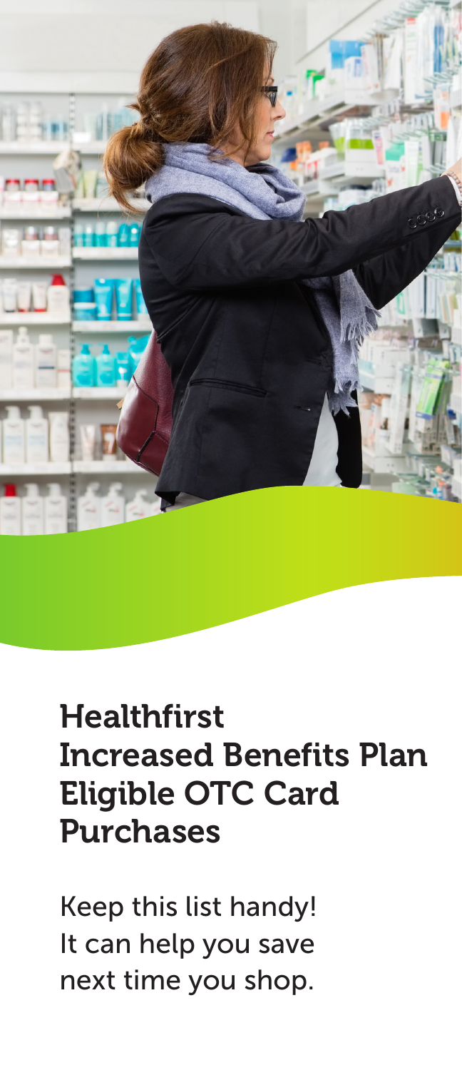# Healthfirst Increased Benefits Plan Eligible OTC Card Purchases

Keep this list handy! It can help you save next time you shop.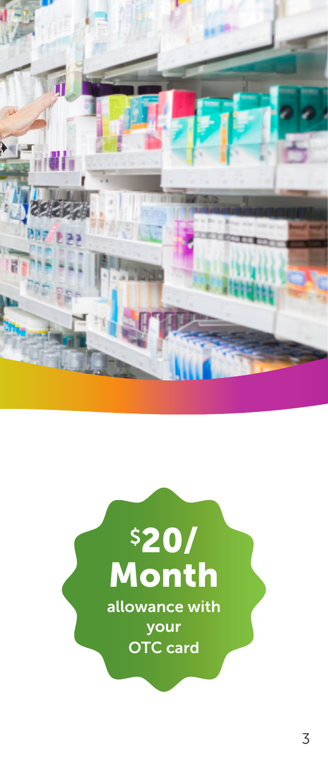# $20/ Month

allowance with your OTC card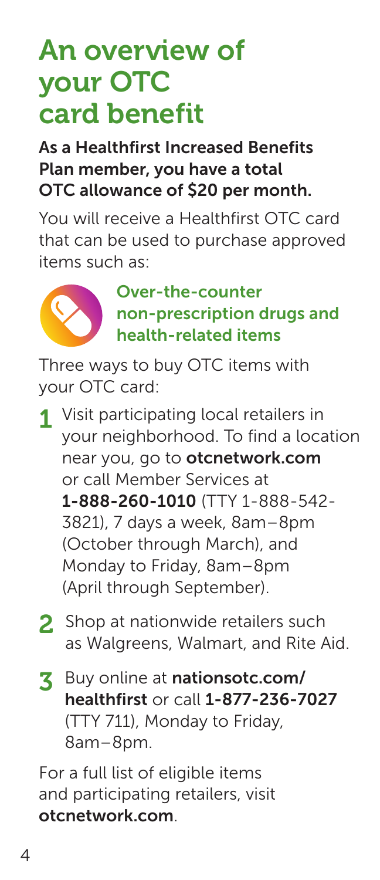# An overview of your OTC card benefit

**As a Healthfirst Increased Benefits Plan member, you have a total OTC allowance of $20 per month.**

You will receive a Healthfirst OTC card that can be used to purchase approved items such as:

**Over-the-counter non-prescription drugs and health-related items**

Three ways to buy OTC items with your OTC card:

1. Visit participating local retailers in your neighborhood. To find a location near you, go to **otcnetwork.com** or call Member Services at **1-888-260-1010** (TTY 1-888-542-3821), 7 days a week, 8am–8pm (October through March), and Monday to Friday, 8am–8pm (April through September).
2. Shop at nationwide retailers such as Walgreens, Walmart, and Rite Aid.
3. Buy online at **nationsotc.com/healthfirst** or call **1-877-236-7027** (TTY 711), Monday to Friday, 8am–8pm.

For a full list of eligible items and participating retailers, visit **otcnetwork.com**.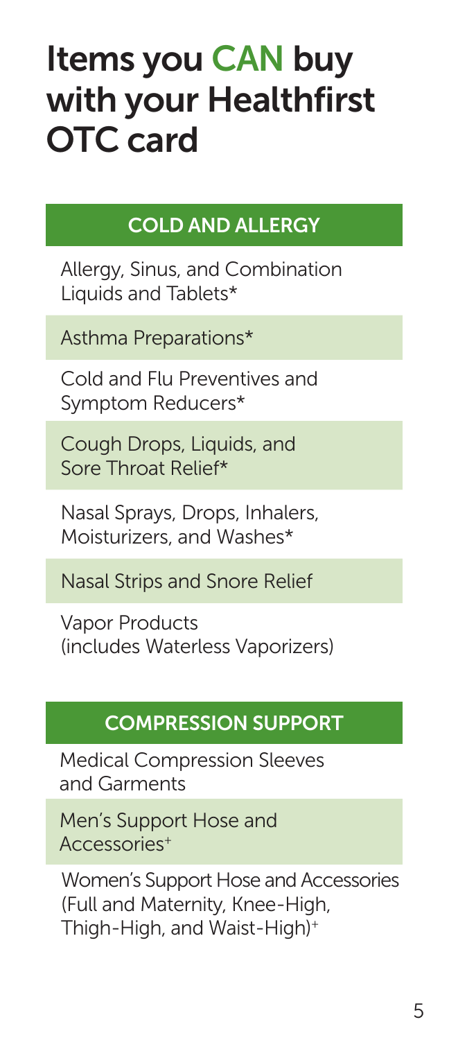# Items you CAN buy with your Healthfirst OTC card

## COLD AND ALLERGY

- Allergy, Sinus, and Combination Liquids and Tablets*
- Asthma Preparations*
- Cold and Flu Preventives and Symptom Reducers*
- Cough Drops, Liquids, and Sore Throat Relief*
- Nasal Sprays, Drops, Inhalers, Moisturizers, and Washes*
- Nasal Strips and Snore Relief
- Vapor Products (includes Waterless Vaporizers)

## COMPRESSION SUPPORT

- Medical Compression Sleeves and Garments
- Men's Support Hose and Accessories+
- Women's Support Hose and Accessories (Full and Maternity, Knee-High, Thigh-High, and Waist-High)+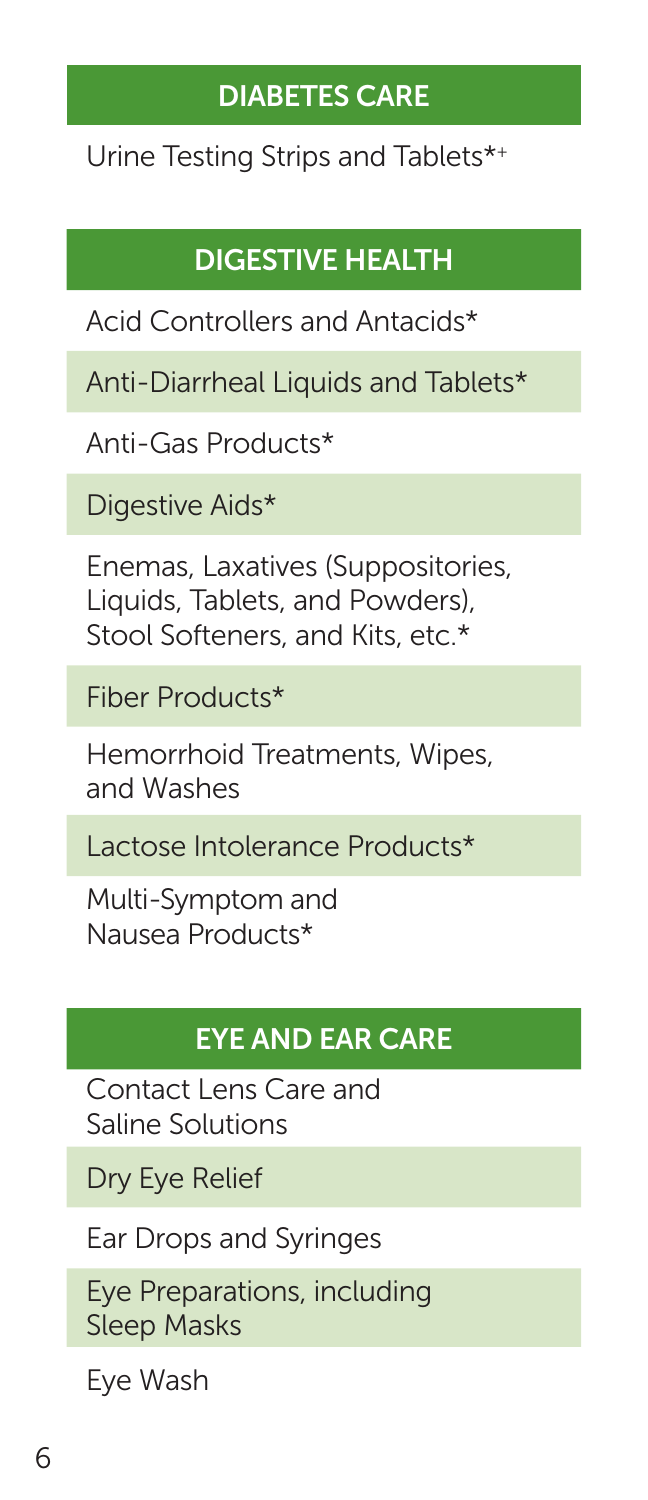## DIABETES CARE

Urine Testing Strips and Tablets*+

## DIGESTIVE HEALTH

Acid Controllers and Antacids*

Anti-Diarrheal Liquids and Tablets*

Anti-Gas Products*

Digestive Aids*

Enemas, Laxatives (Suppositories, Liquids, Tablets, and Powders), Stool Softeners, and Kits, etc.*

Fiber Products*

Hemorrhoid Treatments, Wipes, and Washes

Lactose Intolerance Products*

Multi-Symptom and Nausea Products*

## EYE AND EAR CARE

Contact Lens Care and Saline Solutions

Dry Eye Relief

Ear Drops and Syringes

Eye Preparations, including Sleep Masks

Eye Wash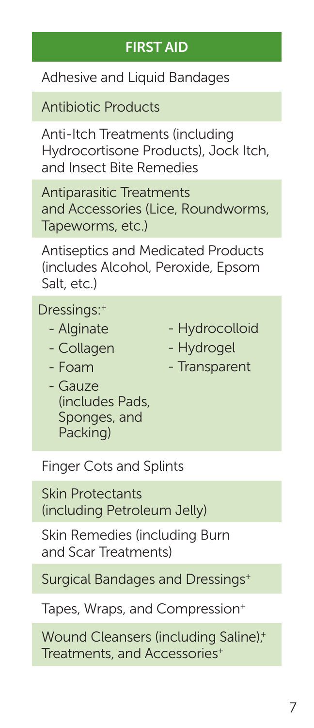## FIRST AID

- Adhesive and Liquid Bandages
- Antibiotic Products
- Anti-Itch Treatments (including Hydrocortisone Products), Jock Itch, and Insect Bite Remedies
- Antiparasitic Treatments and Accessories (Lice, Roundworms, Tapeworms, etc.)
- Antiseptics and Medicated Products (includes Alcohol, Peroxide, Epsom Salt, etc.)
- Dressings:+
  - Alginate
  - Collagen
  - Foam
  - Gauze (includes Pads, Sponges, and Packing)
  - Hydrocolloid
  - Hydrogel
  - Transparent
- Finger Cots and Splints
- Skin Protectants (including Petroleum Jelly)
- Skin Remedies (including Burn and Scar Treatments)
- Surgical Bandages and Dressings+
- Tapes, Wraps, and Compression+
- Wound Cleansers (including Saline),+ Treatments, and Accessories+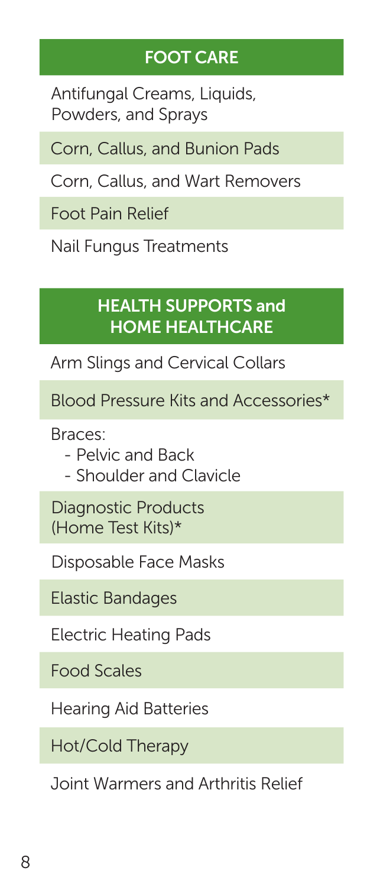## FOOT CARE

- Antifungal Creams, Liquids, Powders, and Sprays
- Corn, Callus, and Bunion Pads
- Corn, Callus, and Wart Removers
- Foot Pain Relief
- Nail Fungus Treatments

## HEALTH SUPPORTS and HOME HEALTHCARE

- Arm Slings and Cervical Collars
- Blood Pressure Kits and Accessories*
- Braces:
  - Pelvic and Back
  - Shoulder and Clavicle
- Diagnostic Products (Home Test Kits)*
- Disposable Face Masks
- Elastic Bandages
- Electric Heating Pads
- Food Scales
- Hearing Aid Batteries
- Hot/Cold Therapy
- Joint Warmers and Arthritis Relief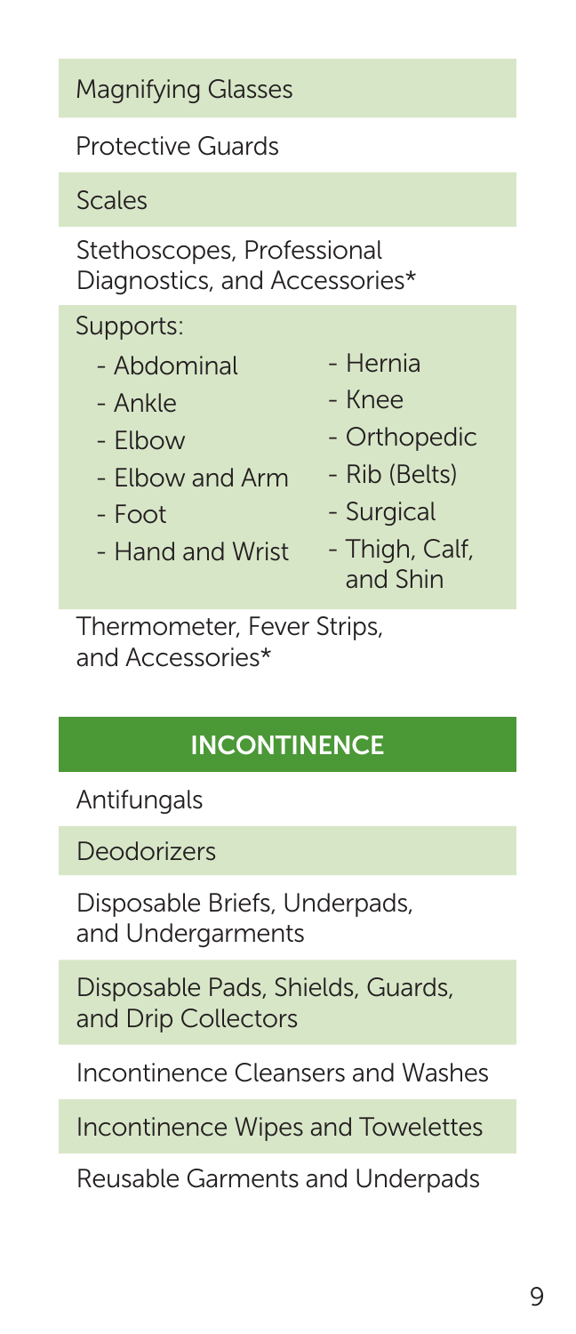Magnifying Glasses

Protective Guards

Scales

Stethoscopes, Professional Diagnostics, and Accessories*

Supports:

- Abdominal
- Ankle
- Elbow
- Elbow and Arm
- Foot
- Hand and Wrist
- Hernia
- Knee
- Orthopedic
- Rib (Belts)
- Surgical
- Thigh, Calf, and Shin

Thermometer, Fever Strips, and Accessories*

## INCONTINENCE

Antifungals

Deodorizers

Disposable Briefs, Underpads, and Undergarments

Disposable Pads, Shields, Guards, and Drip Collectors

Incontinence Cleansers and Washes

Incontinence Wipes and Towelettes

Reusable Garments and Underpads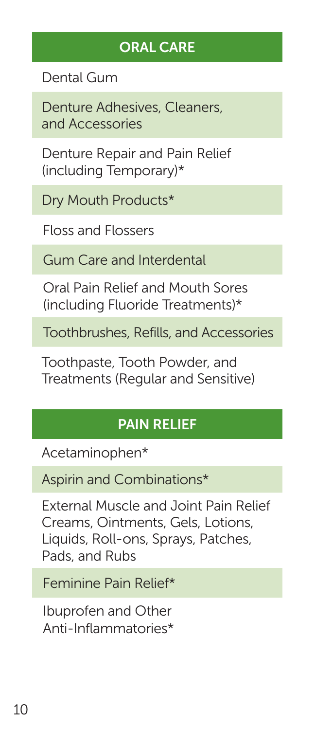## ORAL CARE

- Dental Gum
- Denture Adhesives, Cleaners, and Accessories
- Denture Repair and Pain Relief (including Temporary)*
- Dry Mouth Products*
- Floss and Flossers
- Gum Care and Interdental
- Oral Pain Relief and Mouth Sores (including Fluoride Treatments)*
- Toothbrushes, Refills, and Accessories
- Toothpaste, Tooth Powder, and Treatments (Regular and Sensitive)

## PAIN RELIEF

- Acetaminophen*
- Aspirin and Combinations*
- External Muscle and Joint Pain Relief Creams, Ointments, Gels, Lotions, Liquids, Roll-ons, Sprays, Patches, Pads, and Rubs
- Feminine Pain Relief*
- Ibuprofen and Other Anti-Inflammatories*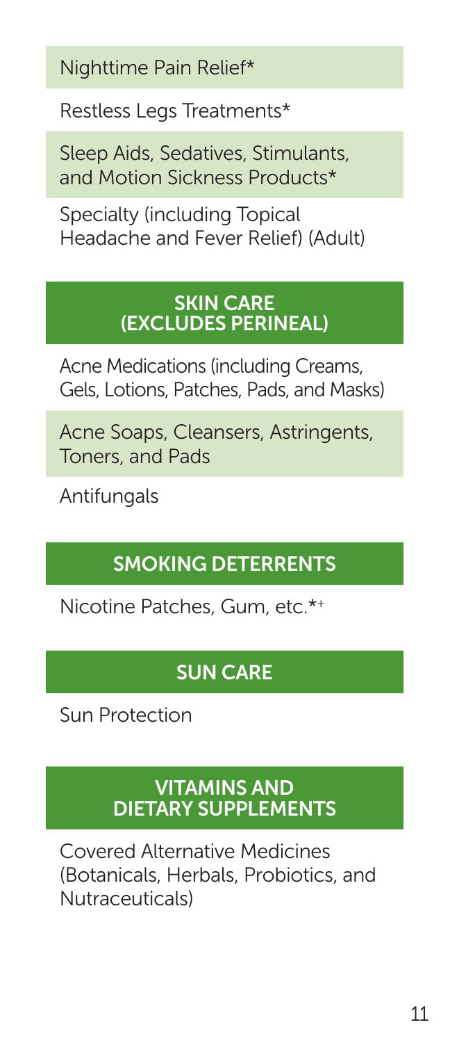Nighttime Pain Relief*

Restless Legs Treatments*

Sleep Aids, Sedatives, Stimulants, and Motion Sickness Products*

Specialty (including Topical Headache and Fever Relief) (Adult)

## SKIN CARE (EXCLUDES PERINEAL)

Acne Medications (including Creams, Gels, Lotions, Patches, Pads, and Masks)

Acne Soaps, Cleansers, Astringents, Toners, and Pads

Antifungals

## SMOKING DETERRENTS

Nicotine Patches, Gum, etc.*+

## SUN CARE

Sun Protection

## VITAMINS AND DIETARY SUPPLEMENTS

Covered Alternative Medicines (Botanicals, Herbals, Probiotics, and Nutraceuticals)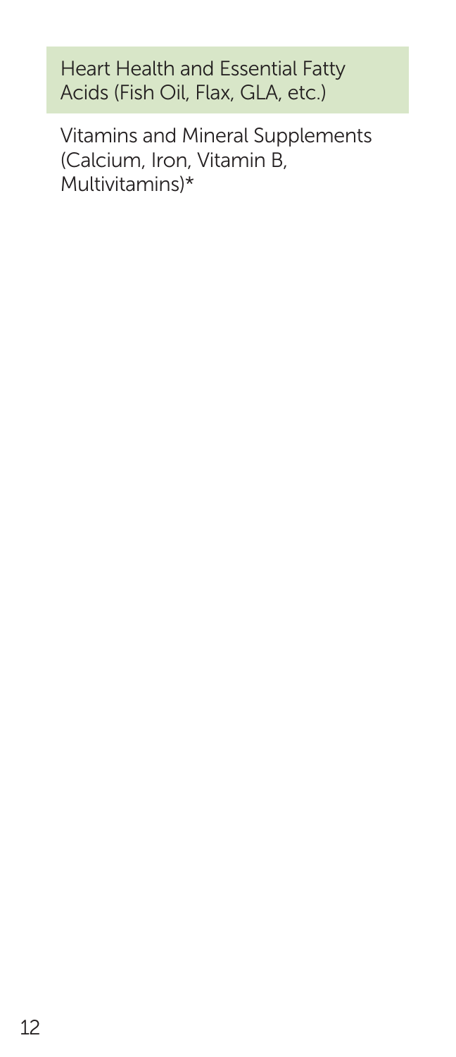Heart Health and Essential Fatty Acids (Fish Oil, Flax, GLA, etc.)

Vitamins and Mineral Supplements (Calcium, Iron, Vitamin B, Multivitamins)*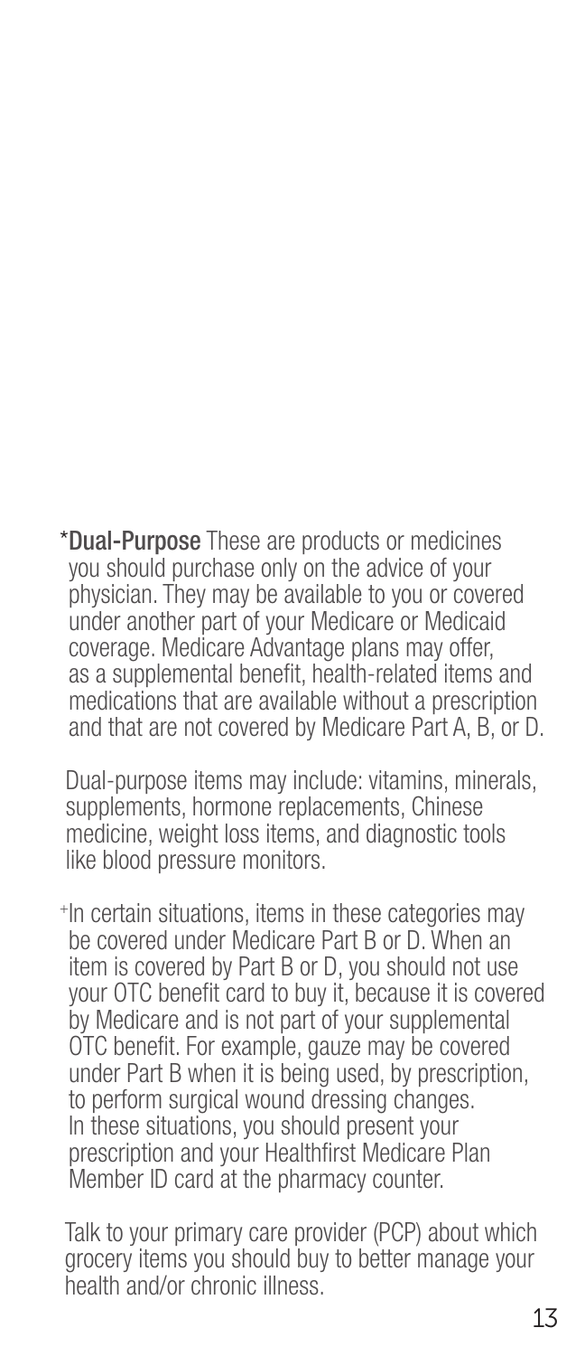***Dual-Purpose** These are products or medicines you should purchase only on the advice of your physician. They may be available to you or covered under another part of your Medicare or Medicaid coverage. Medicare Advantage plans may offer, as a supplemental benefit, health-related items and medications that are available without a prescription and that are not covered by Medicare Part A, B, or D.

Dual-purpose items may include: vitamins, minerals, supplements, hormone replacements, Chinese medicine, weight loss items, and diagnostic tools like blood pressure monitors.

+In certain situations, items in these categories may be covered under Medicare Part B or D. When an item is covered by Part B or D, you should not use your OTC benefit card to buy it, because it is covered by Medicare and is not part of your supplemental OTC benefit. For example, gauze may be covered under Part B when it is being used, by prescription, to perform surgical wound dressing changes. In these situations, you should present your prescription and your Healthfirst Medicare Plan Member ID card at the pharmacy counter.

Talk to your primary care provider (PCP) about which grocery items you should buy to better manage your health and/or chronic illness.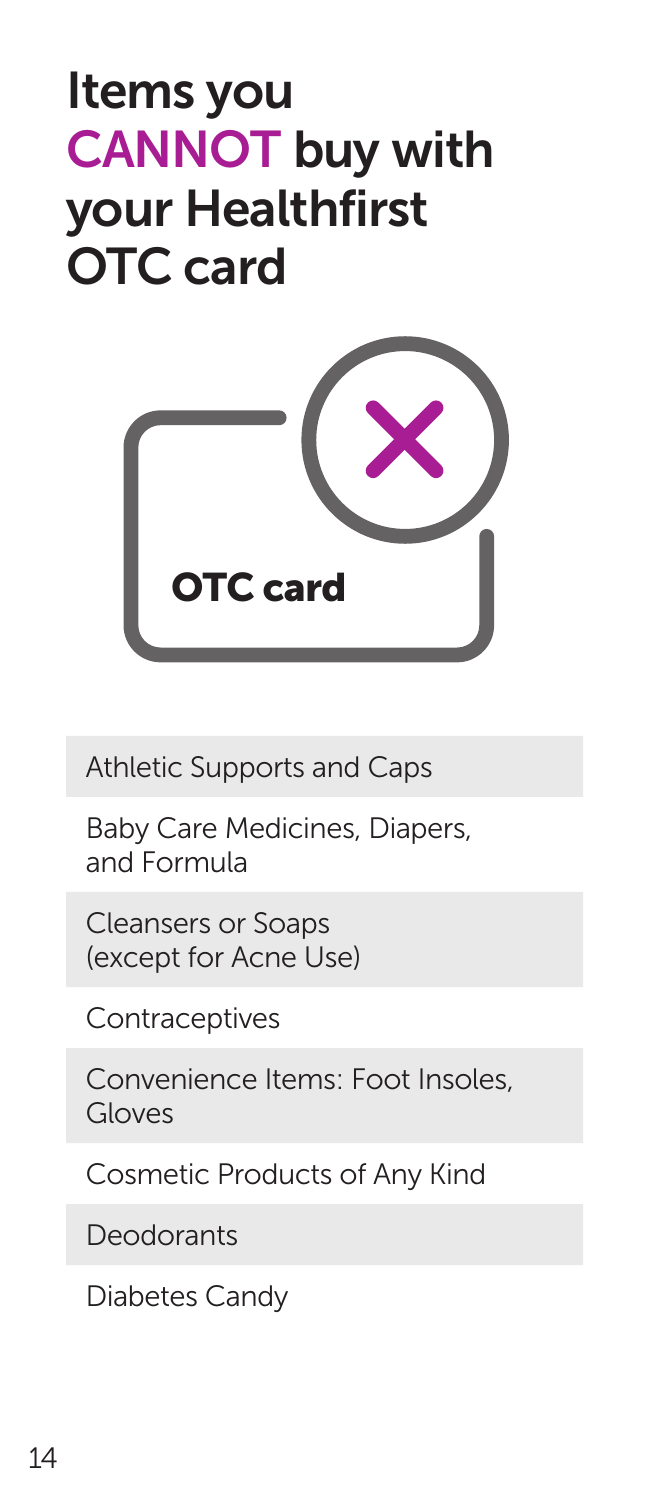# Items you CANNOT buy with your Healthfirst OTC card

OTC card

- Athletic Supports and Caps
- Baby Care Medicines, Diapers, and Formula
- Cleansers or Soaps (except for Acne Use)
- Contraceptives
- Convenience Items: Foot Insoles, Gloves
- Cosmetic Products of Any Kind
- Deodorants
- Diabetes Candy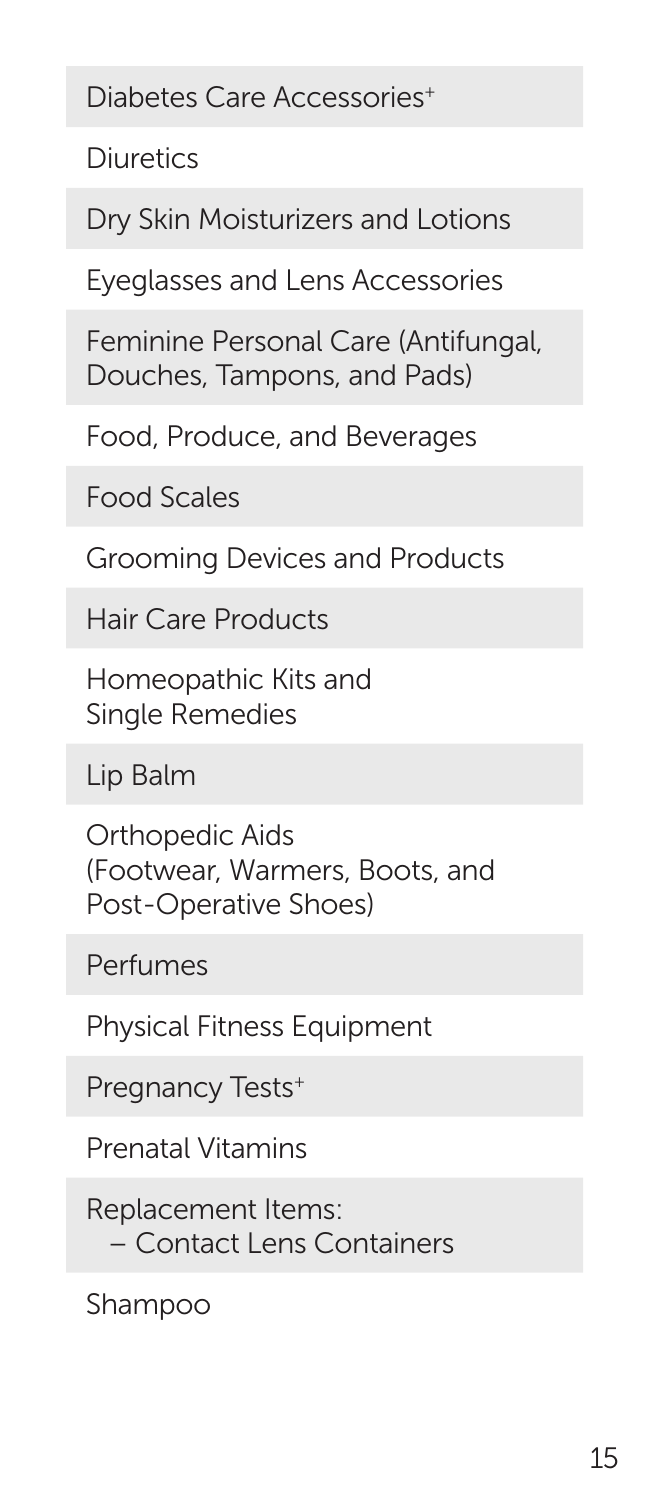Diabetes Care Accessories⁺

Diuretics

Dry Skin Moisturizers and Lotions

Eyeglasses and Lens Accessories

Feminine Personal Care (Antifungal, Douches, Tampons, and Pads)

Food, Produce, and Beverages

Food Scales

Grooming Devices and Products

Hair Care Products

Homeopathic Kits and Single Remedies

Lip Balm

Orthopedic Aids (Footwear, Warmers, Boots, and Post-Operative Shoes)

Perfumes

Physical Fitness Equipment

Pregnancy Tests⁺

Prenatal Vitamins

Replacement Items:
- Contact Lens Containers

Shampoo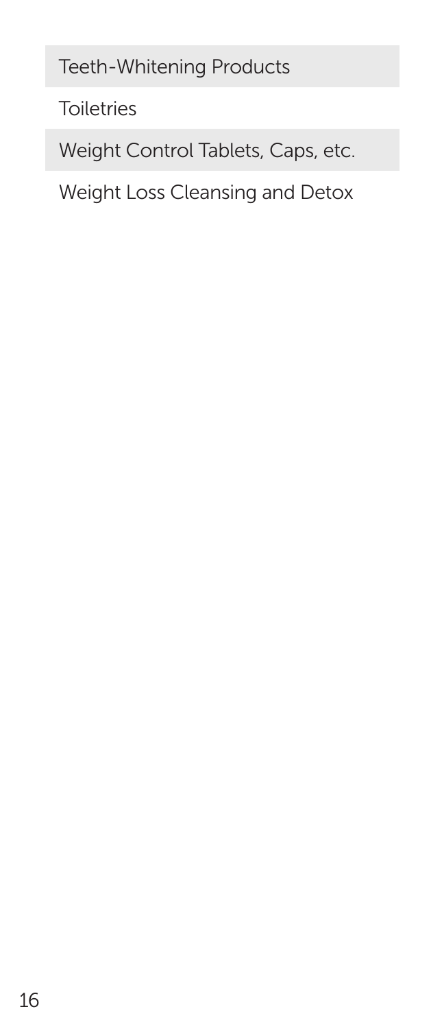Teeth-Whitening Products

Toiletries

Weight Control Tablets, Caps, etc.

Weight Loss Cleansing and Detox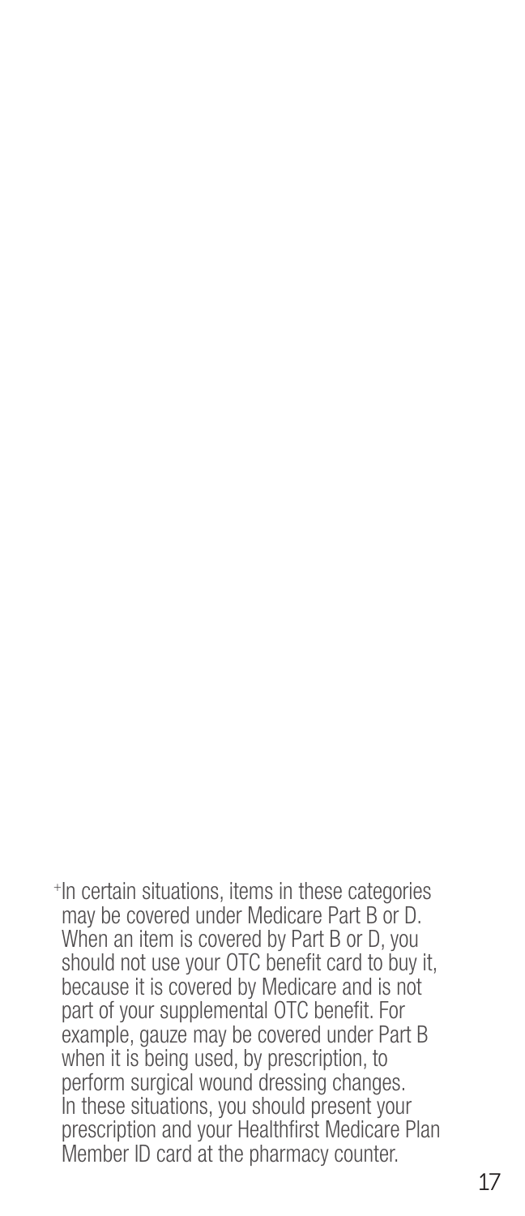[+]In certain situations, items in these categories may be covered under Medicare Part B or D. When an item is covered by Part B or D, you should not use your OTC benefit card to buy it, because it is covered by Medicare and is not part of your supplemental OTC benefit. For example, gauze may be covered under Part B when it is being used, by prescription, to perform surgical wound dressing changes. In these situations, you should present your prescription and your Healthfirst Medicare Plan Member ID card at the pharmacy counter.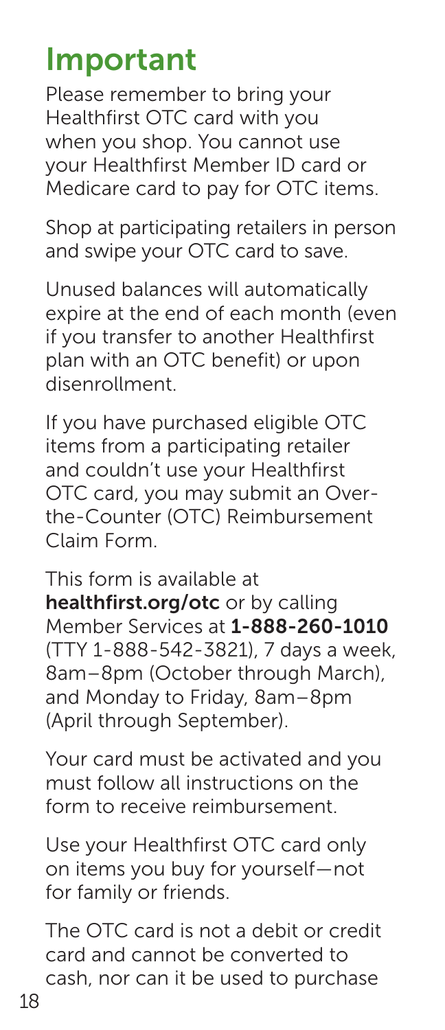# Important

Please remember to bring your Healthfirst OTC card with you when you shop. You cannot use your Healthfirst Member ID card or Medicare card to pay for OTC items.

Shop at participating retailers in person and swipe your OTC card to save.

Unused balances will automatically expire at the end of each month (even if you transfer to another Healthfirst plan with an OTC benefit) or upon disenrollment.

If you have purchased eligible OTC items from a participating retailer and couldn't use your Healthfirst OTC card, you may submit an Over-the-Counter (OTC) Reimbursement Claim Form.

This form is available at **healthfirst.org/otc** or by calling Member Services at **1-888-260-1010** (TTY 1-888-542-3821), 7 days a week, 8am–8pm (October through March), and Monday to Friday, 8am–8pm (April through September).

Your card must be activated and you must follow all instructions on the form to receive reimbursement.

Use your Healthfirst OTC card only on items you buy for yourself—not for family or friends.

The OTC card is not a debit or credit card and cannot be converted to cash, nor can it be used to purchase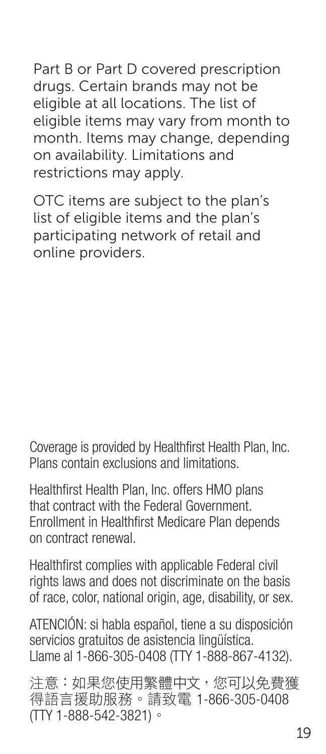Part B or Part D covered prescription drugs. Certain brands may not be eligible at all locations. The list of eligible items may vary from month to month. Items may change, depending on availability. Limitations and restrictions may apply.

OTC items are subject to the plan's list of eligible items and the plan's participating network of retail and online providers.

Coverage is provided by Healthfirst Health Plan, Inc. Plans contain exclusions and limitations.

Healthfirst Health Plan, Inc. offers HMO plans that contract with the Federal Government. Enrollment in Healthfirst Medicare Plan depends on contract renewal.

Healthfirst complies with applicable Federal civil rights laws and does not discriminate on the basis of race, color, national origin, age, disability, or sex.

ATENCIÓN: si habla español, tiene a su disposición servicios gratuitos de asistencia lingüística. Llame al 1-866-305-0408 (TTY 1-888-867-4132).

注意：如果您使用繁體中文，您可以免費獲得語言援助服務。請致電 1-866-305-0408 (TTY 1-888-542-3821)。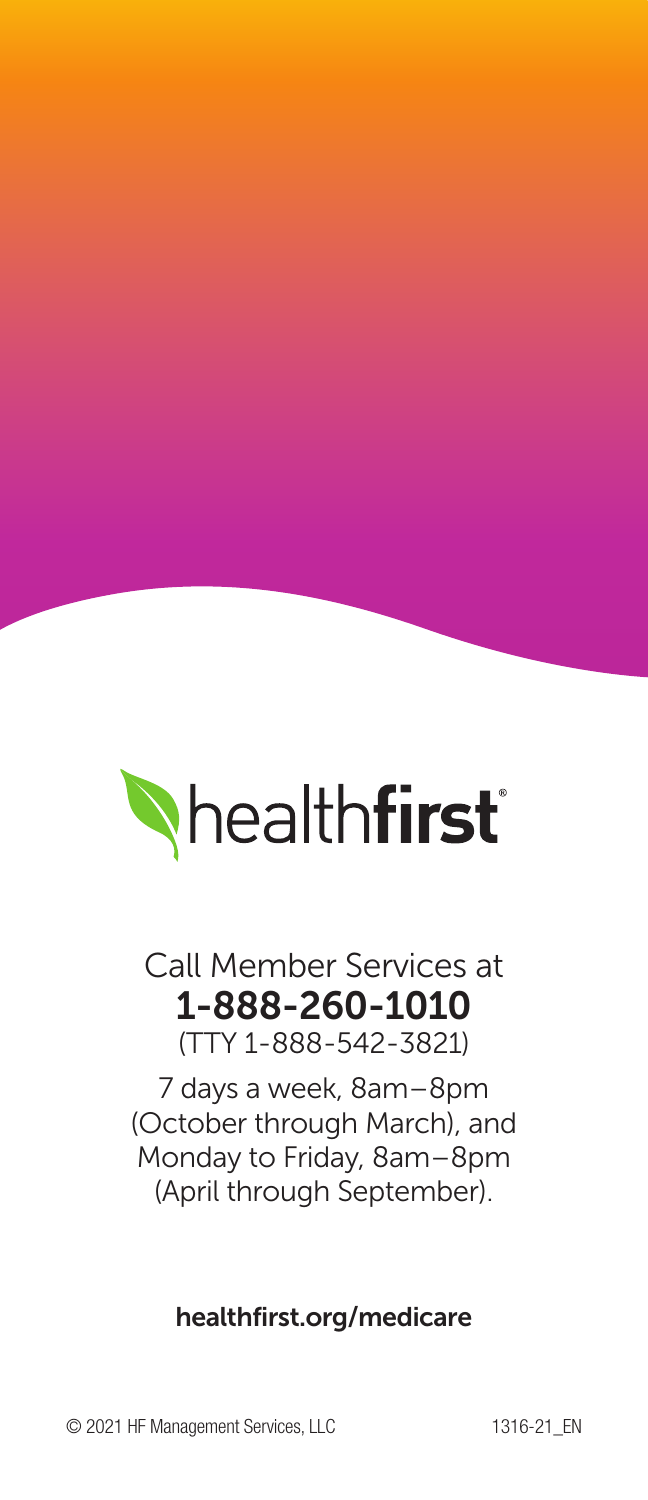healthfirst®

Call Member Services at
**1-888-260-1010**
(TTY 1-888-542-3821)

7 days a week, 8am–8pm (October through March), and Monday to Friday, 8am–8pm (April through September).

**healthfirst.org/medicare**

© 2021 HF Management Services, LLC

1316-21_EN